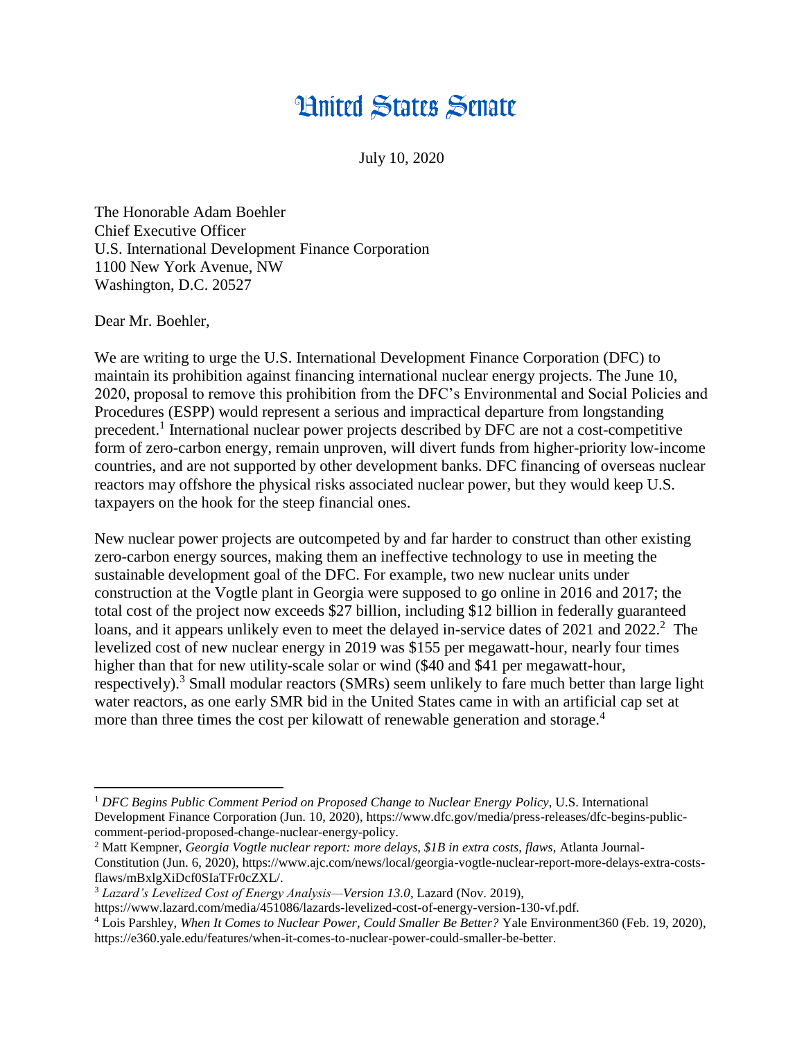# United States Senate

July 10, 2020

The Honorable Adam Boehler
Chief Executive Officer
U.S. International Development Finance Corporation
1100 New York Avenue, NW
Washington, D.C. 20527

Dear Mr. Boehler,

We are writing to urge the U.S. International Development Finance Corporation (DFC) to maintain its prohibition against financing international nuclear energy projects. The June 10, 2020, proposal to remove this prohibition from the DFC's Environmental and Social Policies and Procedures (ESPP) would represent a serious and impractical departure from longstanding precedent.[1] International nuclear power projects described by DFC are not a cost-competitive form of zero-carbon energy, remain unproven, will divert funds from higher-priority low-income countries, and are not supported by other development banks. DFC financing of overseas nuclear reactors may offshore the physical risks associated nuclear power, but they would keep U.S. taxpayers on the hook for the steep financial ones.

New nuclear power projects are outcompeted by and far harder to construct than other existing zero-carbon energy sources, making them an ineffective technology to use in meeting the sustainable development goal of the DFC. For example, two new nuclear units under construction at the Vogtle plant in Georgia were supposed to go online in 2016 and 2017; the total cost of the project now exceeds \$27 billion, including \$12 billion in federally guaranteed loans, and it appears unlikely even to meet the delayed in-service dates of 2021 and 2022.[2] The levelized cost of new nuclear energy in 2019 was \$155 per megawatt-hour, nearly four times higher than that for new utility-scale solar or wind (\$40 and \$41 per megawatt-hour, respectively).[3] Small modular reactors (SMRs) seem unlikely to fare much better than large light water reactors, as one early SMR bid in the United States came in with an artificial cap set at more than three times the cost per kilowatt of renewable generation and storage.[4]

---

[1] *DFC Begins Public Comment Period on Proposed Change to Nuclear Energy Policy*, U.S. International Development Finance Corporation (Jun. 10, 2020), https://www.dfc.gov/media/press-releases/dfc-begins-public-comment-period-proposed-change-nuclear-energy-policy.

[2] Matt Kempner, *Georgia Vogtle nuclear report: more delays, \$1B in extra costs, flaws*, Atlanta Journal-Constitution (Jun. 6, 2020), https://www.ajc.com/news/local/georgia-vogtle-nuclear-report-more-delays-extra-costs-flaws/mBxlgXiDcf0SIaTFr0cZXL/.

[3] *Lazard's Levelized Cost of Energy Analysis—Version 13.0*, Lazard (Nov. 2019), https://www.lazard.com/media/451086/lazards-levelized-cost-of-energy-version-130-vf.pdf.

[4] Lois Parshley, *When It Comes to Nuclear Power, Could Smaller Be Better?* Yale Environment360 (Feb. 19, 2020), https://e360.yale.edu/features/when-it-comes-to-nuclear-power-could-smaller-be-better.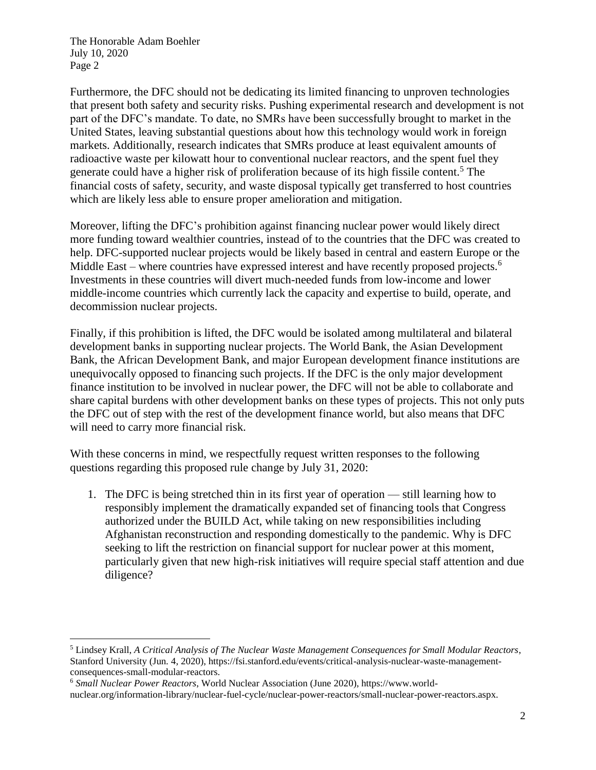Furthermore, the DFC should not be dedicating its limited financing to unproven technologies that present both safety and security risks. Pushing experimental research and development is not part of the DFC's mandate. To date, no SMRs have been successfully brought to market in the United States, leaving substantial questions about how this technology would work in foreign markets. Additionally, research indicates that SMRs produce at least equivalent amounts of radioactive waste per kilowatt hour to conventional nuclear reactors, and the spent fuel they generate could have a higher risk of proliferation because of its high fissile content.[5] The financial costs of safety, security, and waste disposal typically get transferred to host countries which are likely less able to ensure proper amelioration and mitigation.

Moreover, lifting the DFC's prohibition against financing nuclear power would likely direct more funding toward wealthier countries, instead of to the countries that the DFC was created to help. DFC-supported nuclear projects would be likely based in central and eastern Europe or the Middle East – where countries have expressed interest and have recently proposed projects.[6] Investments in these countries will divert much-needed funds from low-income and lower middle-income countries which currently lack the capacity and expertise to build, operate, and decommission nuclear projects.

Finally, if this prohibition is lifted, the DFC would be isolated among multilateral and bilateral development banks in supporting nuclear projects. The World Bank, the Asian Development Bank, the African Development Bank, and major European development finance institutions are unequivocally opposed to financing such projects. If the DFC is the only major development finance institution to be involved in nuclear power, the DFC will not be able to collaborate and share capital burdens with other development banks on these types of projects. This not only puts the DFC out of step with the rest of the development finance world, but also means that DFC will need to carry more financial risk.

With these concerns in mind, we respectfully request written responses to the following questions regarding this proposed rule change by July 31, 2020:

1. The DFC is being stretched thin in its first year of operation — still learning how to responsibly implement the dramatically expanded set of financing tools that Congress authorized under the BUILD Act, while taking on new responsibilities including Afghanistan reconstruction and responding domestically to the pandemic. Why is DFC seeking to lift the restriction on financial support for nuclear power at this moment, particularly given that new high-risk initiatives will require special staff attention and due diligence?

---

[5] Lindsey Krall, *A Critical Analysis of The Nuclear Waste Management Consequences for Small Modular Reactors*, Stanford University (Jun. 4, 2020), https://fsi.stanford.edu/events/critical-analysis-nuclear-waste-management-consequences-small-modular-reactors.

[6] *Small Nuclear Power Reactors*, World Nuclear Association (June 2020), https://www.world-nuclear.org/information-library/nuclear-fuel-cycle/nuclear-power-reactors/small-nuclear-power-reactors.aspx.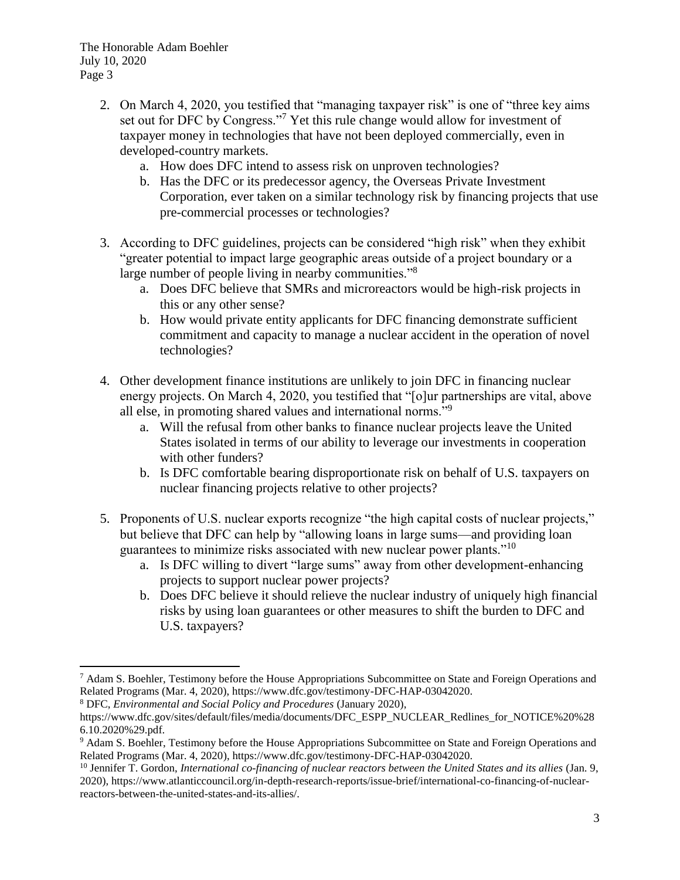2. On March 4, 2020, you testified that "managing taxpayer risk" is one of "three key aims set out for DFC by Congress."[7] Yet this rule change would allow for investment of taxpayer money in technologies that have not been deployed commercially, even in developed-country markets.
   a. How does DFC intend to assess risk on unproven technologies?
   b. Has the DFC or its predecessor agency, the Overseas Private Investment Corporation, ever taken on a similar technology risk by financing projects that use pre-commercial processes or technologies?

3. According to DFC guidelines, projects can be considered "high risk" when they exhibit "greater potential to impact large geographic areas outside of a project boundary or a large number of people living in nearby communities."[8]
   a. Does DFC believe that SMRs and microreactors would be high-risk projects in this or any other sense?
   b. How would private entity applicants for DFC financing demonstrate sufficient commitment and capacity to manage a nuclear accident in the operation of novel technologies?

4. Other development finance institutions are unlikely to join DFC in financing nuclear energy projects. On March 4, 2020, you testified that "[o]ur partnerships are vital, above all else, in promoting shared values and international norms."[9]
   a. Will the refusal from other banks to finance nuclear projects leave the United States isolated in terms of our ability to leverage our investments in cooperation with other funders?
   b. Is DFC comfortable bearing disproportionate risk on behalf of U.S. taxpayers on nuclear financing projects relative to other projects?

5. Proponents of U.S. nuclear exports recognize "the high capital costs of nuclear projects," but believe that DFC can help by "allowing loans in large sums—and providing loan guarantees to minimize risks associated with new nuclear power plants."[10]
   a. Is DFC willing to divert "large sums" away from other development-enhancing projects to support nuclear power projects?
   b. Does DFC believe it should relieve the nuclear industry of uniquely high financial risks by using loan guarantees or other measures to shift the burden to DFC and U.S. taxpayers?

---

[7] Adam S. Boehler, Testimony before the House Appropriations Subcommittee on State and Foreign Operations and Related Programs (Mar. 4, 2020), https://www.dfc.gov/testimony-DFC-HAP-03042020.

[8] DFC, *Environmental and Social Policy and Procedures* (January 2020), https://www.dfc.gov/sites/default/files/media/documents/DFC_ESPP_NUCLEAR_Redlines_for_NOTICE%20%286.10.2020%29.pdf.

[9] Adam S. Boehler, Testimony before the House Appropriations Subcommittee on State and Foreign Operations and Related Programs (Mar. 4, 2020), https://www.dfc.gov/testimony-DFC-HAP-03042020.

[10] Jennifer T. Gordon, *International co-financing of nuclear reactors between the United States and its allies* (Jan. 9, 2020), https://www.atlanticcouncil.org/in-depth-research-reports/issue-brief/international-co-financing-of-nuclear-reactors-between-the-united-states-and-its-allies/.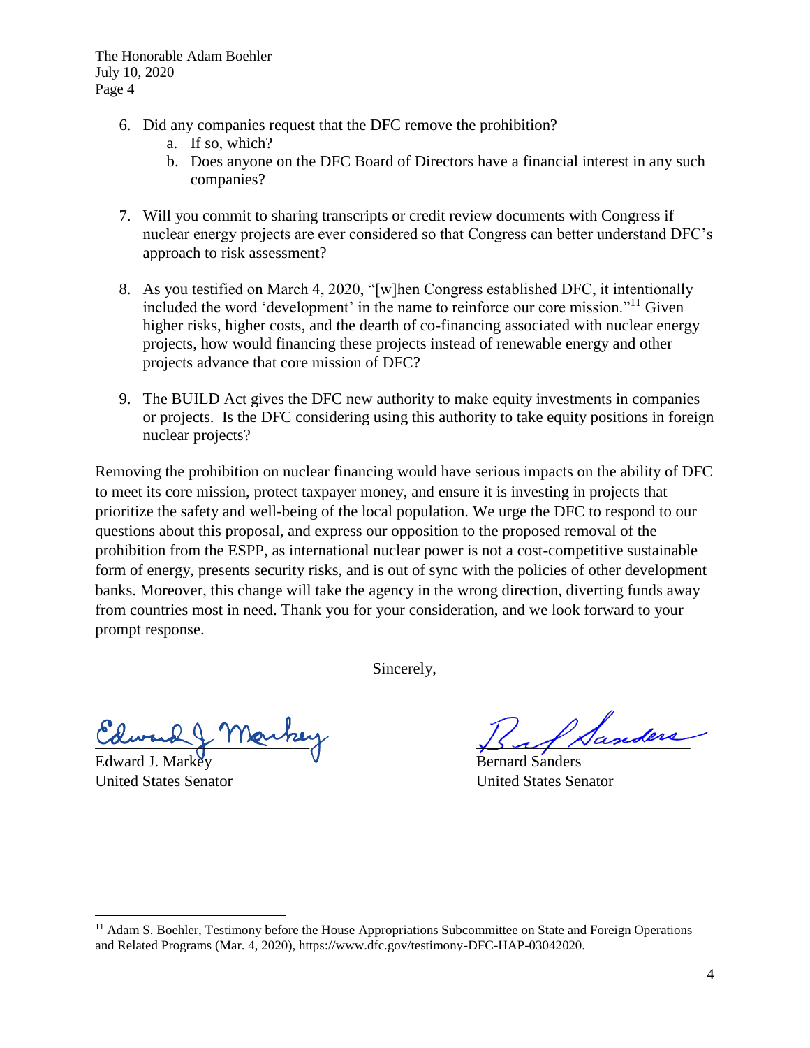6. Did any companies request that the DFC remove the prohibition?
    a. If so, which?
    b. Does anyone on the DFC Board of Directors have a financial interest in any such companies?

7. Will you commit to sharing transcripts or credit review documents with Congress if nuclear energy projects are ever considered so that Congress can better understand DFC's approach to risk assessment?

8. As you testified on March 4, 2020, "[w]hen Congress established DFC, it intentionally included the word 'development' in the name to reinforce our core mission."[11] Given higher risks, higher costs, and the dearth of co-financing associated with nuclear energy projects, how would financing these projects instead of renewable energy and other projects advance that core mission of DFC?

9. The BUILD Act gives the DFC new authority to make equity investments in companies or projects. Is the DFC considering using this authority to take equity positions in foreign nuclear projects?

Removing the prohibition on nuclear financing would have serious impacts on the ability of DFC to meet its core mission, protect taxpayer money, and ensure it is investing in projects that prioritize the safety and well-being of the local population. We urge the DFC to respond to our questions about this proposal, and express our opposition to the proposed removal of the prohibition from the ESPP, as international nuclear power is not a cost-competitive sustainable form of energy, presents security risks, and is out of sync with the policies of other development banks. Moreover, this change will take the agency in the wrong direction, diverting funds away from countries most in need. Thank you for your consideration, and we look forward to your prompt response.

Sincerely,

Edward J. Markey
United States Senator

Bernard Sanders
United States Senator

[11] Adam S. Boehler, Testimony before the House Appropriations Subcommittee on State and Foreign Operations and Related Programs (Mar. 4, 2020), https://www.dfc.gov/testimony-DFC-HAP-03042020.